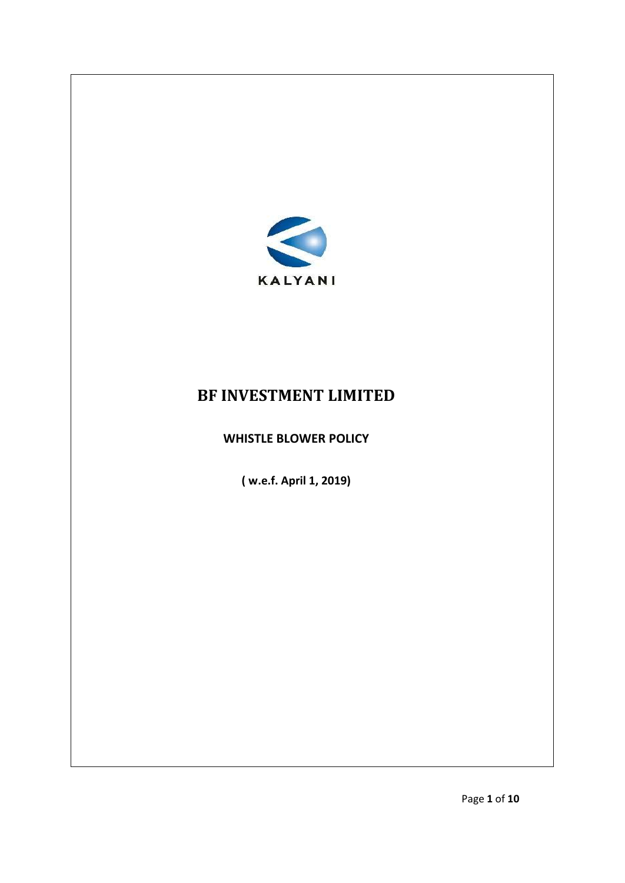KALYANI

# BF INVESTMENT LIMITED

## WHISTLE BLOWER POLICY

**( w.e.f. April 1, 2019)**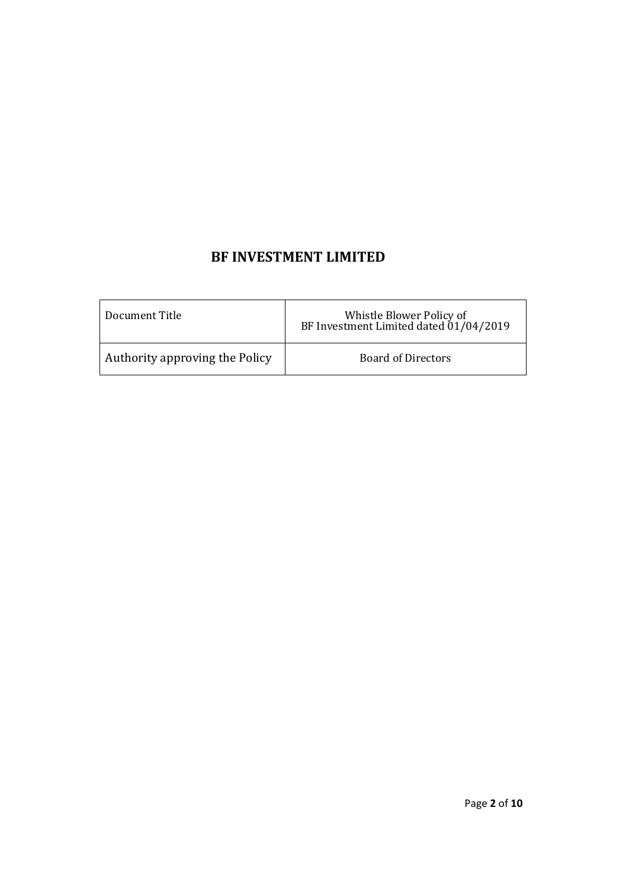# BF INVESTMENT LIMITED

| Document Title | Whistle Blower Policy of BF Investment Limited dated 01/04/2019 |
|---|---|
| Authority approving the Policy | Board of Directors |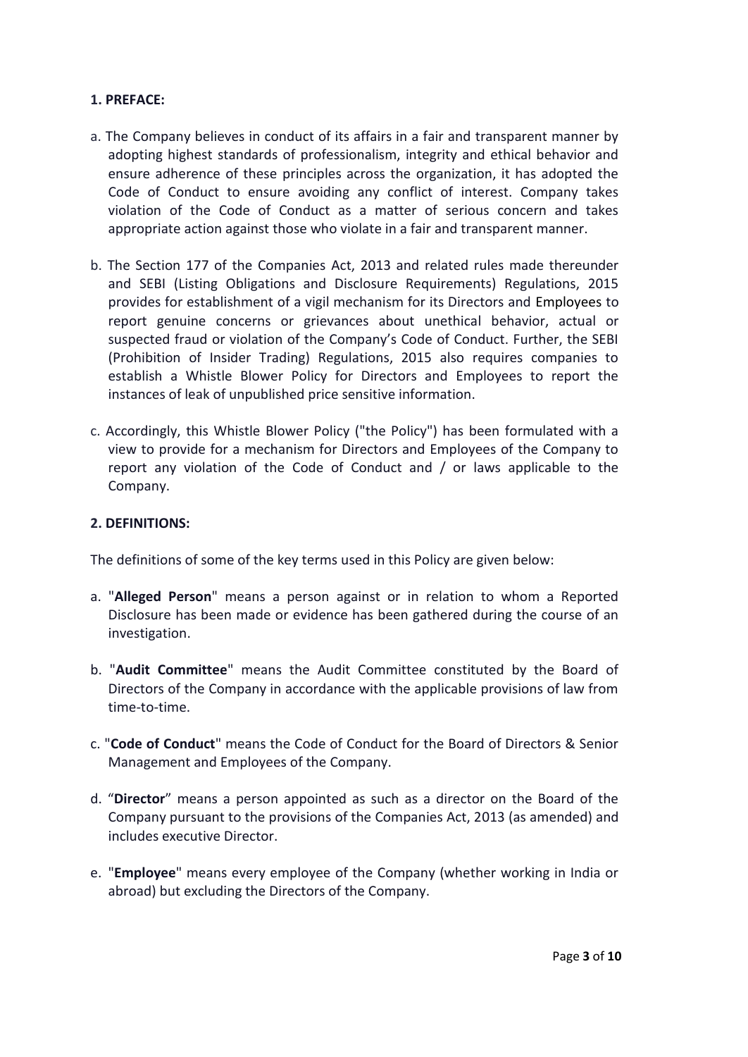## 1. PREFACE:

a. The Company believes in conduct of its affairs in a fair and transparent manner by adopting highest standards of professionalism, integrity and ethical behavior and ensure adherence of these principles across the organization, it has adopted the Code of Conduct to ensure avoiding any conflict of interest. Company takes violation of the Code of Conduct as a matter of serious concern and takes appropriate action against those who violate in a fair and transparent manner.

b. The Section 177 of the Companies Act, 2013 and related rules made thereunder and SEBI (Listing Obligations and Disclosure Requirements) Regulations, 2015 provides for establishment of a vigil mechanism for its Directors and Employees to report genuine concerns or grievances about unethical behavior, actual or suspected fraud or violation of the Company's Code of Conduct. Further, the SEBI (Prohibition of Insider Trading) Regulations, 2015 also requires companies to establish a Whistle Blower Policy for Directors and Employees to report the instances of leak of unpublished price sensitive information.

c. Accordingly, this Whistle Blower Policy ("the Policy") has been formulated with a view to provide for a mechanism for Directors and Employees of the Company to report any violation of the Code of Conduct and / or laws applicable to the Company.

## 2. DEFINITIONS:

The definitions of some of the key terms used in this Policy are given below:

a. "**Alleged Person**" means a person against or in relation to whom a Reported Disclosure has been made or evidence has been gathered during the course of an investigation.

b. "**Audit Committee**" means the Audit Committee constituted by the Board of Directors of the Company in accordance with the applicable provisions of law from time-to-time.

c. "**Code of Conduct**" means the Code of Conduct for the Board of Directors & Senior Management and Employees of the Company.

d. "**Director**" means a person appointed as such as a director on the Board of the Company pursuant to the provisions of the Companies Act, 2013 (as amended) and includes executive Director.

e. "**Employee**" means every employee of the Company (whether working in India or abroad) but excluding the Directors of the Company.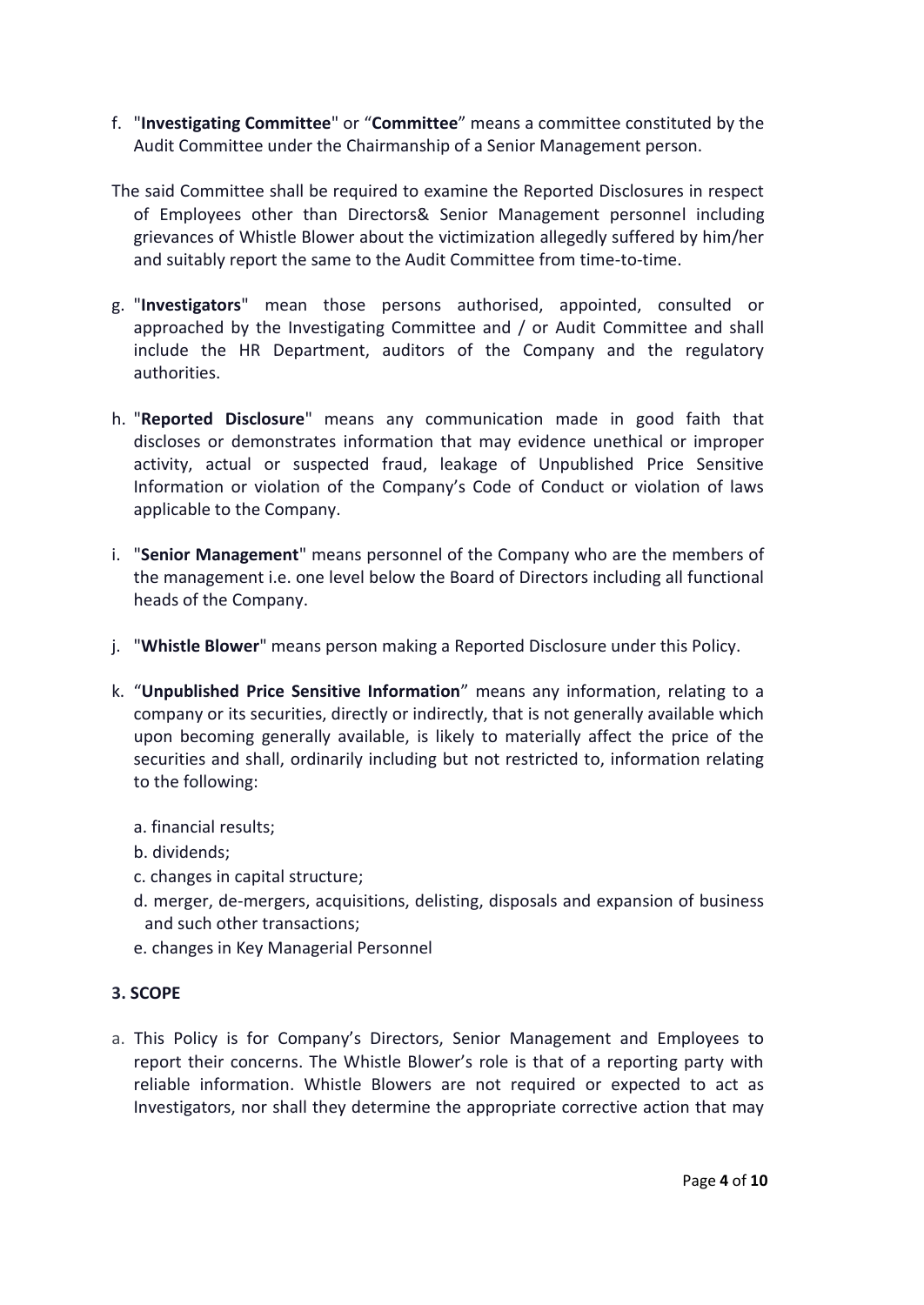f. "**Investigating Committee**" or "**Committee**" means a committee constituted by the Audit Committee under the Chairmanship of a Senior Management person.

The said Committee shall be required to examine the Reported Disclosures in respect of Employees other than Directors& Senior Management personnel including grievances of Whistle Blower about the victimization allegedly suffered by him/her and suitably report the same to the Audit Committee from time-to-time.

g. "**Investigators**" mean those persons authorised, appointed, consulted or approached by the Investigating Committee and / or Audit Committee and shall include the HR Department, auditors of the Company and the regulatory authorities.

h. "**Reported Disclosure**" means any communication made in good faith that discloses or demonstrates information that may evidence unethical or improper activity, actual or suspected fraud, leakage of Unpublished Price Sensitive Information or violation of the Company's Code of Conduct or violation of laws applicable to the Company.

i. "**Senior Management**" means personnel of the Company who are the members of the management i.e. one level below the Board of Directors including all functional heads of the Company.

j. "**Whistle Blower**" means person making a Reported Disclosure under this Policy.

k. "**Unpublished Price Sensitive Information**" means any information, relating to a company or its securities, directly or indirectly, that is not generally available which upon becoming generally available, is likely to materially affect the price of the securities and shall, ordinarily including but not restricted to, information relating to the following:

   a. financial results;
   b. dividends;
   c. changes in capital structure;
   d. merger, de-mergers, acquisitions, delisting, disposals and expansion of business and such other transactions;
   e. changes in Key Managerial Personnel

**3. SCOPE**

a. This Policy is for Company's Directors, Senior Management and Employees to report their concerns. The Whistle Blower's role is that of a reporting party with reliable information. Whistle Blowers are not required or expected to act as Investigators, nor shall they determine the appropriate corrective action that may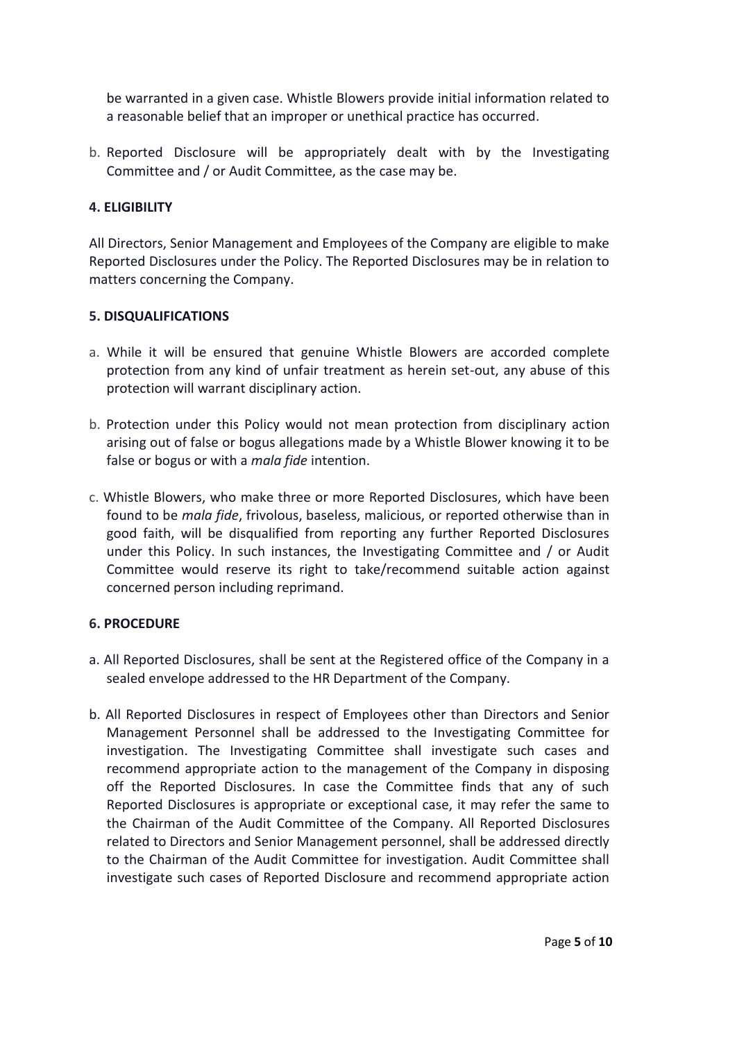be warranted in a given case. Whistle Blowers provide initial information related to a reasonable belief that an improper or unethical practice has occurred.

b. Reported Disclosure will be appropriately dealt with by the Investigating Committee and / or Audit Committee, as the case may be.

**4. ELIGIBILITY**

All Directors, Senior Management and Employees of the Company are eligible to make Reported Disclosures under the Policy. The Reported Disclosures may be in relation to matters concerning the Company.

**5. DISQUALIFICATIONS**

a. While it will be ensured that genuine Whistle Blowers are accorded complete protection from any kind of unfair treatment as herein set-out, any abuse of this protection will warrant disciplinary action.

b. Protection under this Policy would not mean protection from disciplinary action arising out of false or bogus allegations made by a Whistle Blower knowing it to be false or bogus or with a *mala fide* intention.

c. Whistle Blowers, who make three or more Reported Disclosures, which have been found to be *mala fide*, frivolous, baseless, malicious, or reported otherwise than in good faith, will be disqualified from reporting any further Reported Disclosures under this Policy. In such instances, the Investigating Committee and / or Audit Committee would reserve its right to take/recommend suitable action against concerned person including reprimand.

**6. PROCEDURE**

a. All Reported Disclosures, shall be sent at the Registered office of the Company in a sealed envelope addressed to the HR Department of the Company.

b. All Reported Disclosures in respect of Employees other than Directors and Senior Management Personnel shall be addressed to the Investigating Committee for investigation. The Investigating Committee shall investigate such cases and recommend appropriate action to the management of the Company in disposing off the Reported Disclosures. In case the Committee finds that any of such Reported Disclosures is appropriate or exceptional case, it may refer the same to the Chairman of the Audit Committee of the Company. All Reported Disclosures related to Directors and Senior Management personnel, shall be addressed directly to the Chairman of the Audit Committee for investigation. Audit Committee shall investigate such cases of Reported Disclosure and recommend appropriate action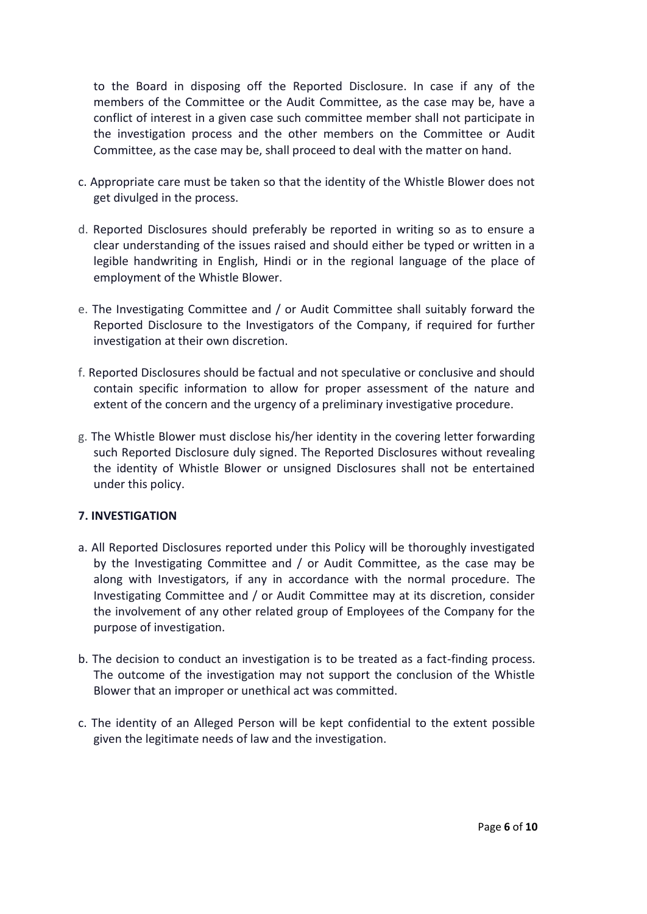to the Board in disposing off the Reported Disclosure. In case if any of the members of the Committee or the Audit Committee, as the case may be, have a conflict of interest in a given case such committee member shall not participate in the investigation process and the other members on the Committee or Audit Committee, as the case may be, shall proceed to deal with the matter on hand.

c. Appropriate care must be taken so that the identity of the Whistle Blower does not get divulged in the process.

d. Reported Disclosures should preferably be reported in writing so as to ensure a clear understanding of the issues raised and should either be typed or written in a legible handwriting in English, Hindi or in the regional language of the place of employment of the Whistle Blower.

e. The Investigating Committee and / or Audit Committee shall suitably forward the Reported Disclosure to the Investigators of the Company, if required for further investigation at their own discretion.

f. Reported Disclosures should be factual and not speculative or conclusive and should contain specific information to allow for proper assessment of the nature and extent of the concern and the urgency of a preliminary investigative procedure.

g. The Whistle Blower must disclose his/her identity in the covering letter forwarding such Reported Disclosure duly signed. The Reported Disclosures without revealing the identity of Whistle Blower or unsigned Disclosures shall not be entertained under this policy.

**7. INVESTIGATION**

a. All Reported Disclosures reported under this Policy will be thoroughly investigated by the Investigating Committee and / or Audit Committee, as the case may be along with Investigators, if any in accordance with the normal procedure. The Investigating Committee and / or Audit Committee may at its discretion, consider the involvement of any other related group of Employees of the Company for the purpose of investigation.

b. The decision to conduct an investigation is to be treated as a fact-finding process. The outcome of the investigation may not support the conclusion of the Whistle Blower that an improper or unethical act was committed.

c. The identity of an Alleged Person will be kept confidential to the extent possible given the legitimate needs of law and the investigation.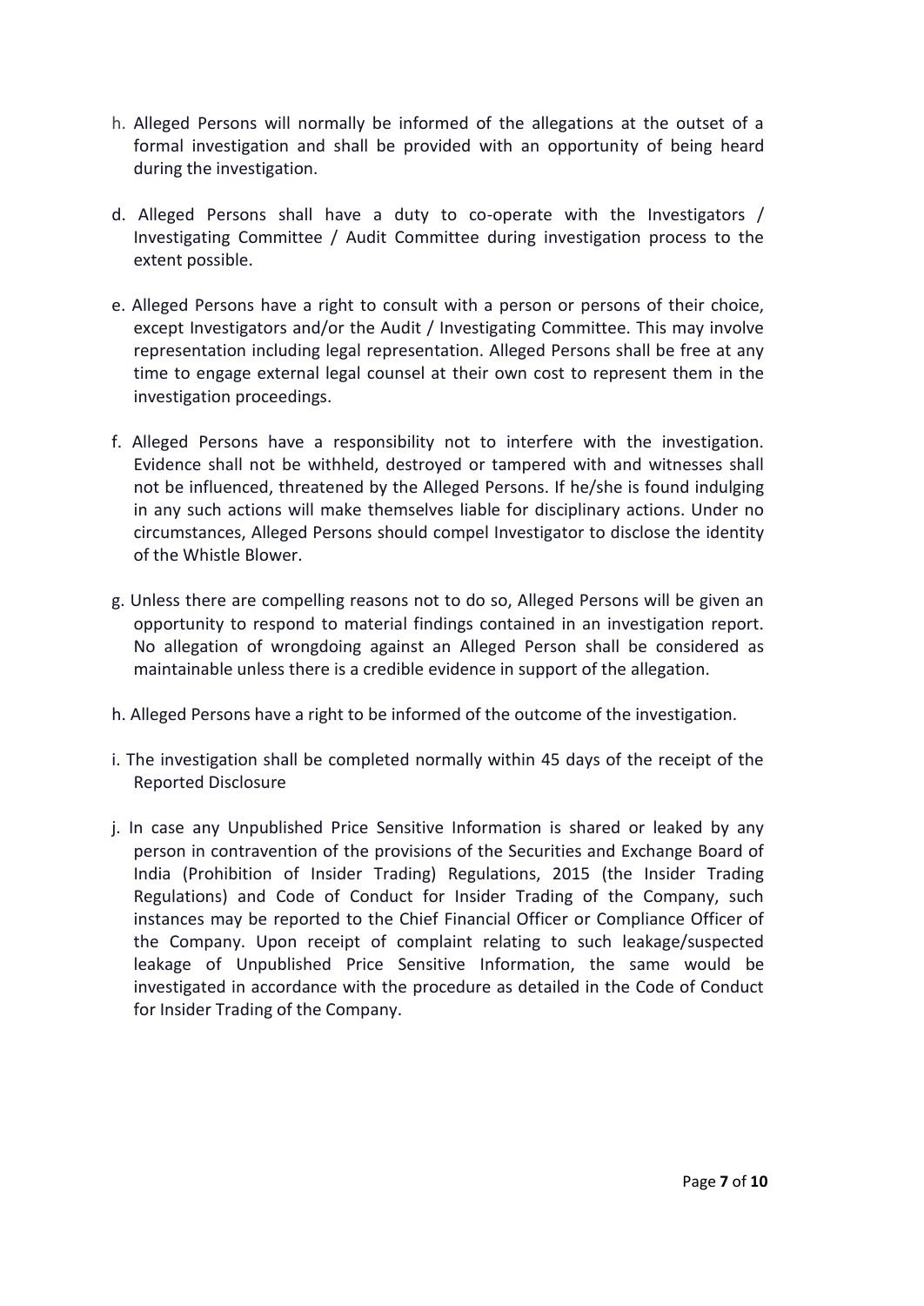h. Alleged Persons will normally be informed of the allegations at the outset of a formal investigation and shall be provided with an opportunity of being heard during the investigation.

d. Alleged Persons shall have a duty to co-operate with the Investigators / Investigating Committee / Audit Committee during investigation process to the extent possible.

e. Alleged Persons have a right to consult with a person or persons of their choice, except Investigators and/or the Audit / Investigating Committee. This may involve representation including legal representation. Alleged Persons shall be free at any time to engage external legal counsel at their own cost to represent them in the investigation proceedings.

f. Alleged Persons have a responsibility not to interfere with the investigation. Evidence shall not be withheld, destroyed or tampered with and witnesses shall not be influenced, threatened by the Alleged Persons. If he/she is found indulging in any such actions will make themselves liable for disciplinary actions. Under no circumstances, Alleged Persons should compel Investigator to disclose the identity of the Whistle Blower.

g. Unless there are compelling reasons not to do so, Alleged Persons will be given an opportunity to respond to material findings contained in an investigation report. No allegation of wrongdoing against an Alleged Person shall be considered as maintainable unless there is a credible evidence in support of the allegation.

h. Alleged Persons have a right to be informed of the outcome of the investigation.

i. The investigation shall be completed normally within 45 days of the receipt of the Reported Disclosure

j. In case any Unpublished Price Sensitive Information is shared or leaked by any person in contravention of the provisions of the Securities and Exchange Board of India (Prohibition of Insider Trading) Regulations, 2015 (the Insider Trading Regulations) and Code of Conduct for Insider Trading of the Company, such instances may be reported to the Chief Financial Officer or Compliance Officer of the Company. Upon receipt of complaint relating to such leakage/suspected leakage of Unpublished Price Sensitive Information, the same would be investigated in accordance with the procedure as detailed in the Code of Conduct for Insider Trading of the Company.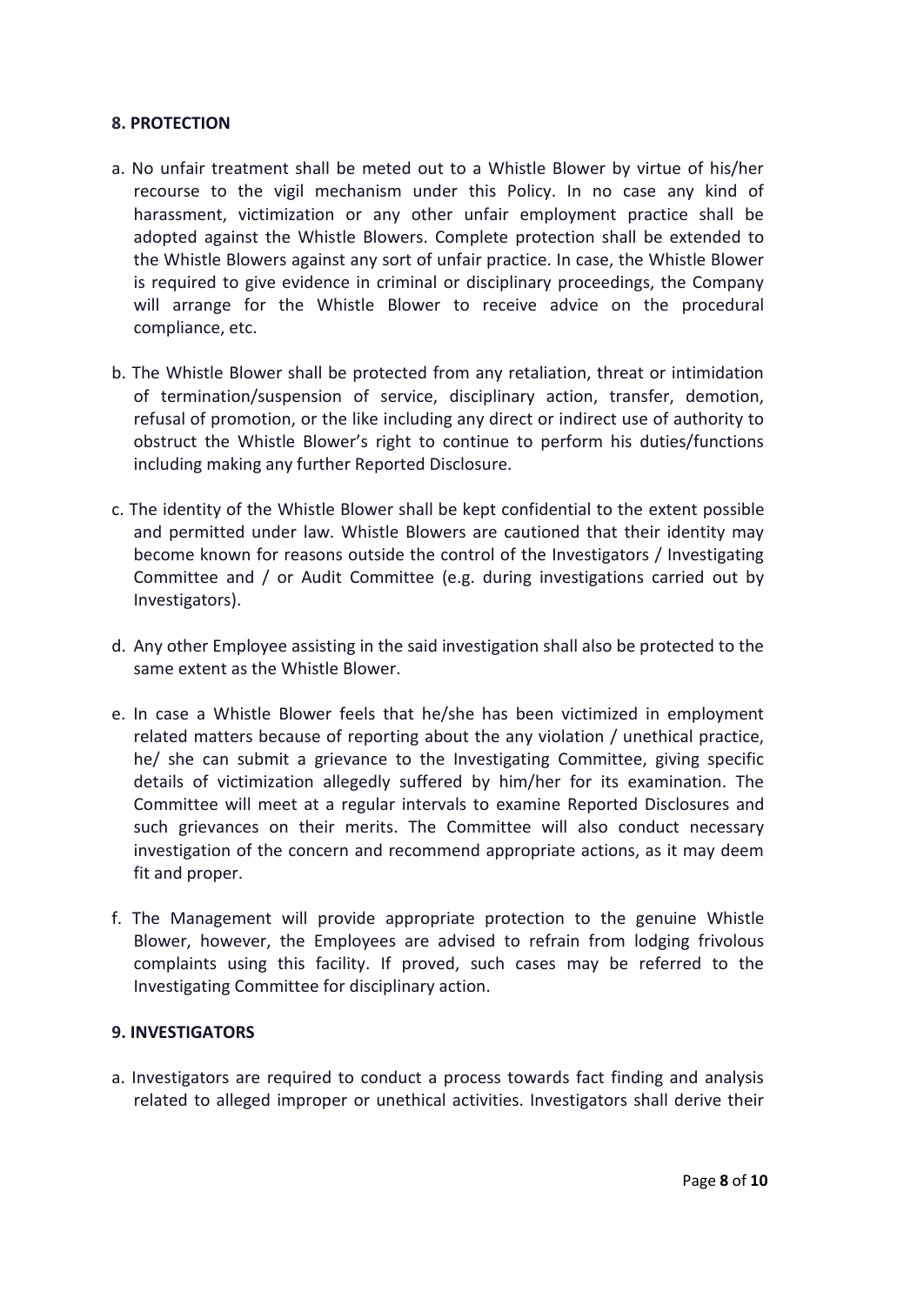## 8. PROTECTION

a. No unfair treatment shall be meted out to a Whistle Blower by virtue of his/her recourse to the vigil mechanism under this Policy. In no case any kind of harassment, victimization or any other unfair employment practice shall be adopted against the Whistle Blowers. Complete protection shall be extended to the Whistle Blowers against any sort of unfair practice. In case, the Whistle Blower is required to give evidence in criminal or disciplinary proceedings, the Company will arrange for the Whistle Blower to receive advice on the procedural compliance, etc.

b. The Whistle Blower shall be protected from any retaliation, threat or intimidation of termination/suspension of service, disciplinary action, transfer, demotion, refusal of promotion, or the like including any direct or indirect use of authority to obstruct the Whistle Blower's right to continue to perform his duties/functions including making any further Reported Disclosure.

c. The identity of the Whistle Blower shall be kept confidential to the extent possible and permitted under law. Whistle Blowers are cautioned that their identity may become known for reasons outside the control of the Investigators / Investigating Committee and / or Audit Committee (e.g. during investigations carried out by Investigators).

d. Any other Employee assisting in the said investigation shall also be protected to the same extent as the Whistle Blower.

e. In case a Whistle Blower feels that he/she has been victimized in employment related matters because of reporting about the any violation / unethical practice, he/ she can submit a grievance to the Investigating Committee, giving specific details of victimization allegedly suffered by him/her for its examination. The Committee will meet at a regular intervals to examine Reported Disclosures and such grievances on their merits. The Committee will also conduct necessary investigation of the concern and recommend appropriate actions, as it may deem fit and proper.

f. The Management will provide appropriate protection to the genuine Whistle Blower, however, the Employees are advised to refrain from lodging frivolous complaints using this facility. If proved, such cases may be referred to the Investigating Committee for disciplinary action.

## 9. INVESTIGATORS

a. Investigators are required to conduct a process towards fact finding and analysis related to alleged improper or unethical activities. Investigators shall derive their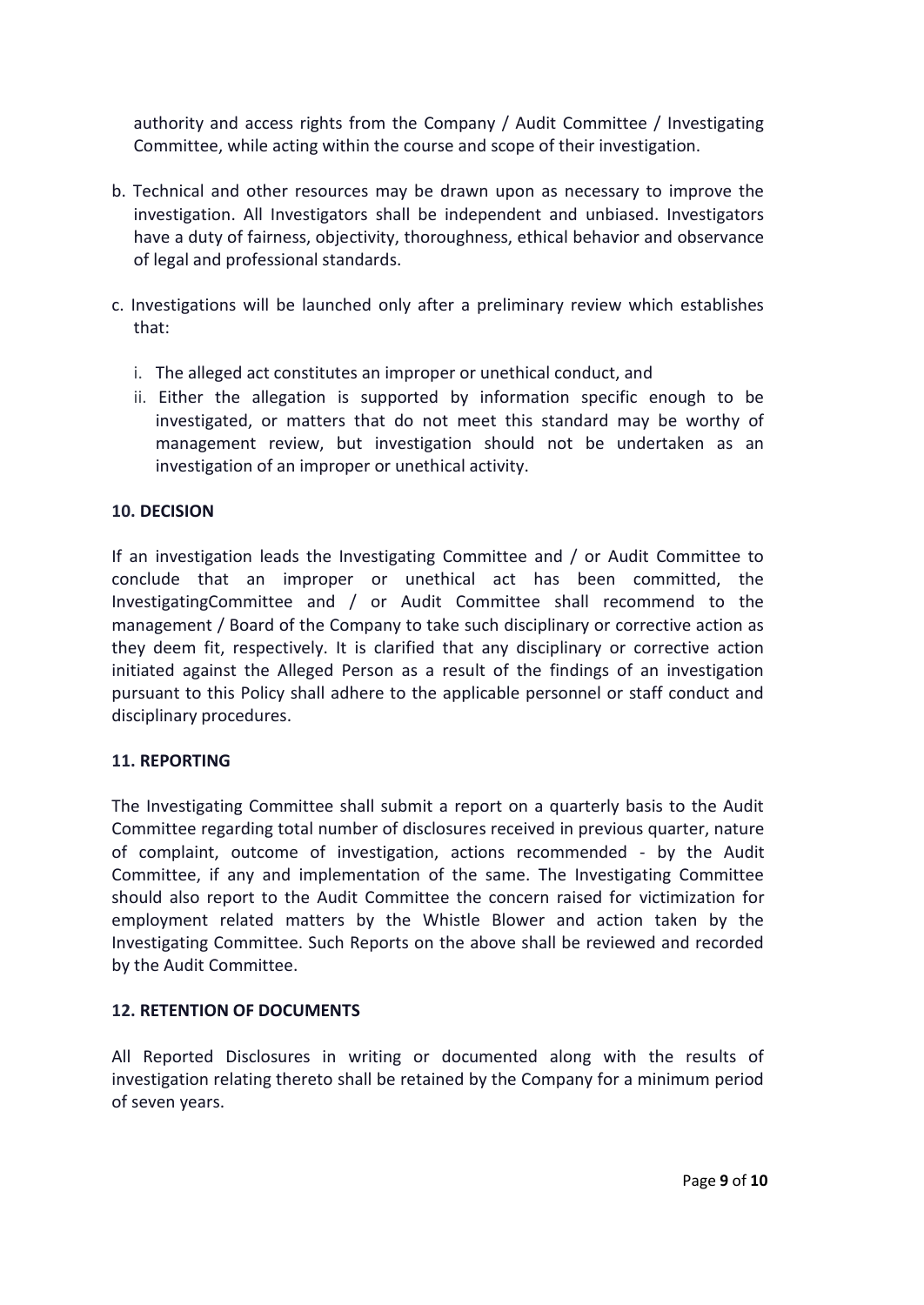authority and access rights from the Company / Audit Committee / Investigating Committee, while acting within the course and scope of their investigation.

b. Technical and other resources may be drawn upon as necessary to improve the investigation. All Investigators shall be independent and unbiased. Investigators have a duty of fairness, objectivity, thoroughness, ethical behavior and observance of legal and professional standards.

c. Investigations will be launched only after a preliminary review which establishes that:

    i. The alleged act constitutes an improper or unethical conduct, and
    ii. Either the allegation is supported by information specific enough to be investigated, or matters that do not meet this standard may be worthy of management review, but investigation should not be undertaken as an investigation of an improper or unethical activity.

**10. DECISION**

If an investigation leads the Investigating Committee and / or Audit Committee to conclude that an improper or unethical act has been committed, the InvestigatingCommittee and / or Audit Committee shall recommend to the management / Board of the Company to take such disciplinary or corrective action as they deem fit, respectively. It is clarified that any disciplinary or corrective action initiated against the Alleged Person as a result of the findings of an investigation pursuant to this Policy shall adhere to the applicable personnel or staff conduct and disciplinary procedures.

**11. REPORTING**

The Investigating Committee shall submit a report on a quarterly basis to the Audit Committee regarding total number of disclosures received in previous quarter, nature of complaint, outcome of investigation, actions recommended - by the Audit Committee, if any and implementation of the same. The Investigating Committee should also report to the Audit Committee the concern raised for victimization for employment related matters by the Whistle Blower and action taken by the Investigating Committee. Such Reports on the above shall be reviewed and recorded by the Audit Committee.

**12. RETENTION OF DOCUMENTS**

All Reported Disclosures in writing or documented along with the results of investigation relating thereto shall be retained by the Company for a minimum period of seven years.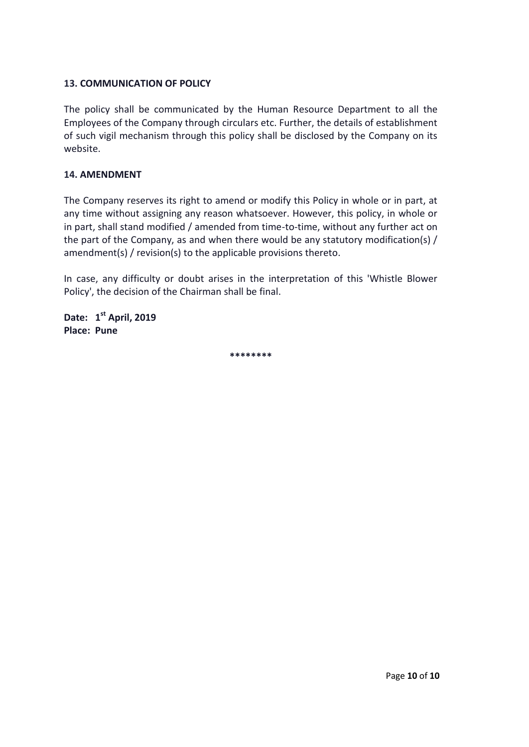## 13. COMMUNICATION OF POLICY

The policy shall be communicated by the Human Resource Department to all the Employees of the Company through circulars etc. Further, the details of establishment of such vigil mechanism through this policy shall be disclosed by the Company on its website.

## 14. AMENDMENT

The Company reserves its right to amend or modify this Policy in whole or in part, at any time without assigning any reason whatsoever. However, this policy, in whole or in part, shall stand modified / amended from time-to-time, without any further act on the part of the Company, as and when there would be any statutory modification(s) / amendment(s) / revision(s) to the applicable provisions thereto.

In case, any difficulty or doubt arises in the interpretation of this 'Whistle Blower Policy', the decision of the Chairman shall be final.

**Date: 1st April, 2019**
**Place: Pune**

********